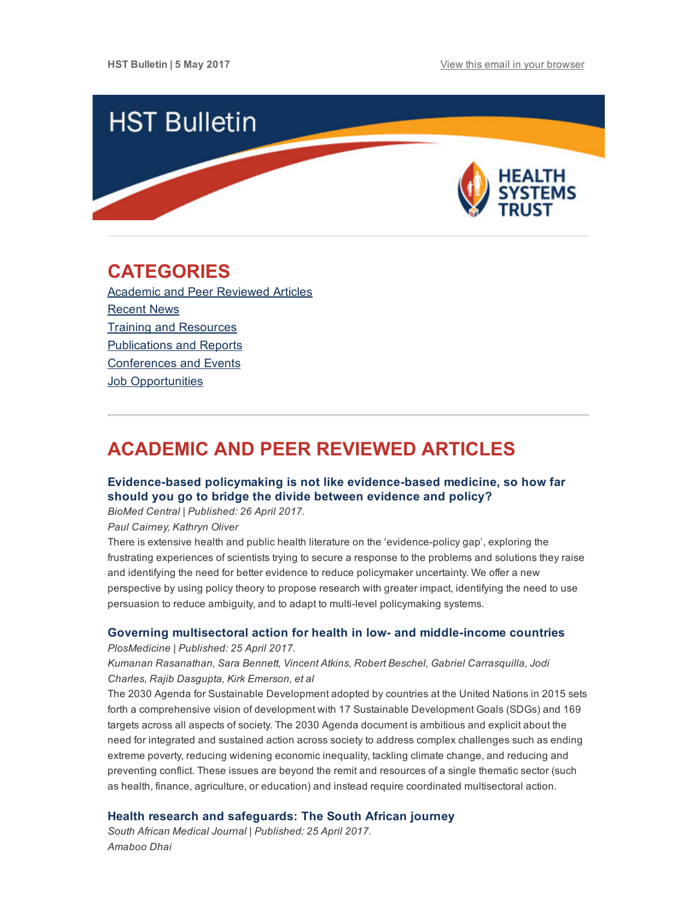HST Bulletin | 5 May 2017

View this email in your browser

# HST Bulletin

HEALTH SYSTEMS TRUST

## CATEGORIES

Academic and Peer Reviewed Articles
Recent News
Training and Resources
Publications and Reports
Conferences and Events
Job Opportunities

---

## ACADEMIC AND PEER REVIEWED ARTICLES

### Evidence-based policymaking is not like evidence-based medicine, so how far should you go to bridge the divide between evidence and policy?

*BioMed Central | Published: 26 April 2017.*

*Paul Cairney, Kathryn Oliver*

There is extensive health and public health literature on the 'evidence-policy gap', exploring the frustrating experiences of scientists trying to secure a response to the problems and solutions they raise and identifying the need for better evidence to reduce policymaker uncertainty. We offer a new perspective by using policy theory to propose research with greater impact, identifying the need to use persuasion to reduce ambiguity, and to adapt to multi-level policymaking systems.

### Governing multisectoral action for health in low- and middle-income countries

*PlosMedicine | Published: 25 April 2017.*

*Kumanan Rasanathan, Sara Bennett, Vincent Atkins, Robert Beschel, Gabriel Carrasquilla, Jodi Charles, Rajib Dasgupta, Kirk Emerson, et al*

The 2030 Agenda for Sustainable Development adopted by countries at the United Nations in 2015 sets forth a comprehensive vision of development with 17 Sustainable Development Goals (SDGs) and 169 targets across all aspects of society. The 2030 Agenda document is ambitious and explicit about the need for integrated and sustained action across society to address complex challenges such as ending extreme poverty, reducing widening economic inequality, tackling climate change, and reducing and preventing conflict. These issues are beyond the remit and resources of a single thematic sector (such as health, finance, agriculture, or education) and instead require coordinated multisectoral action.

### Health research and safeguards: The South African journey

*South African Medical Journal | Published: 25 April 2017.*

*Amaboo Dhai*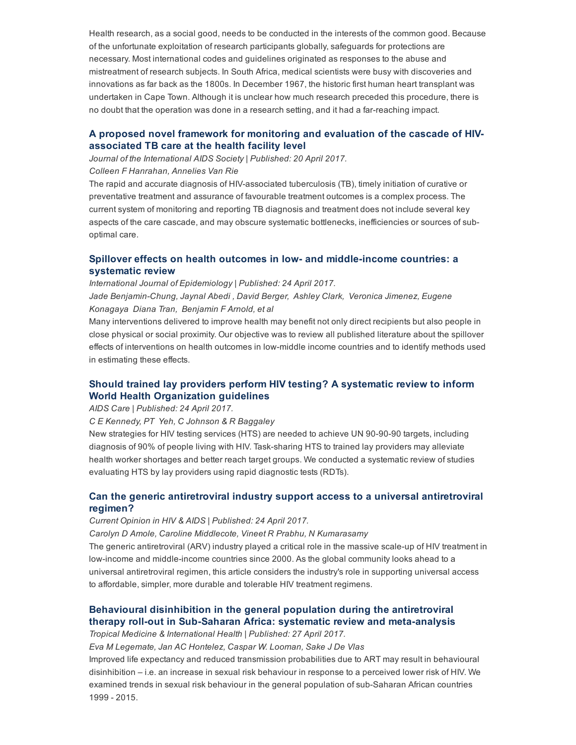Health research, as a social good, needs to be conducted in the interests of the common good. Because of the unfortunate exploitation of research participants globally, safeguards for protections are necessary. Most international codes and guidelines originated as responses to the abuse and mistreatment of research subjects. In South Africa, medical scientists were busy with discoveries and innovations as far back as the 1800s. In December 1967, the historic first human heart transplant was undertaken in Cape Town. Although it is unclear how much research preceded this procedure, there is no doubt that the operation was done in a research setting, and it had a far-reaching impact.

### A proposed novel framework for monitoring and evaluation of the cascade of HIV-associated TB care at the health facility level

*Journal of the International AIDS Society | Published: 20 April 2017.*

*Colleen F Hanrahan, Annelies Van Rie*

The rapid and accurate diagnosis of HIV-associated tuberculosis (TB), timely initiation of curative or preventative treatment and assurance of favourable treatment outcomes is a complex process. The current system of monitoring and reporting TB diagnosis and treatment does not include several key aspects of the care cascade, and may obscure systematic bottlenecks, inefficiencies or sources of sub-optimal care.

### Spillover effects on health outcomes in low- and middle-income countries: a systematic review

*International Journal of Epidemiology | Published: 24 April 2017.*

*Jade Benjamin-Chung, Jaynal Abedi , David Berger, Ashley Clark, Veronica Jimenez, Eugene Konagaya Diana Tran, Benjamin F Arnold, et al*

Many interventions delivered to improve health may benefit not only direct recipients but also people in close physical or social proximity. Our objective was to review all published literature about the spillover effects of interventions on health outcomes in low-middle income countries and to identify methods used in estimating these effects.

### Should trained lay providers perform HIV testing? A systematic review to inform World Health Organization guidelines

*AIDS Care | Published: 24 April 2017.*

*C E Kennedy, PT Yeh, C Johnson & R Baggaley*

New strategies for HIV testing services (HTS) are needed to achieve UN 90-90-90 targets, including diagnosis of 90% of people living with HIV. Task-sharing HTS to trained lay providers may alleviate health worker shortages and better reach target groups. We conducted a systematic review of studies evaluating HTS by lay providers using rapid diagnostic tests (RDTs).

### Can the generic antiretroviral industry support access to a universal antiretroviral regimen?

*Current Opinion in HIV & AIDS | Published: 24 April 2017.*

*Carolyn D Amole, Caroline Middlecote, Vineet R Prabhu, N Kumarasamy*

The generic antiretroviral (ARV) industry played a critical role in the massive scale-up of HIV treatment in low-income and middle-income countries since 2000. As the global community looks ahead to a universal antiretroviral regimen, this article considers the industry's role in supporting universal access to affordable, simpler, more durable and tolerable HIV treatment regimens.

### Behavioural disinhibition in the general population during the antiretroviral therapy roll-out in Sub-Saharan Africa: systematic review and meta-analysis

*Tropical Medicine & International Health | Published: 27 April 2017.*

*Eva M Legemate, Jan AC Hontelez, Caspar W. Looman, Sake J De Vlas*

Improved life expectancy and reduced transmission probabilities due to ART may result in behavioural disinhibition – i.e. an increase in sexual risk behaviour in response to a perceived lower risk of HIV. We examined trends in sexual risk behaviour in the general population of sub-Saharan African countries 1999 - 2015.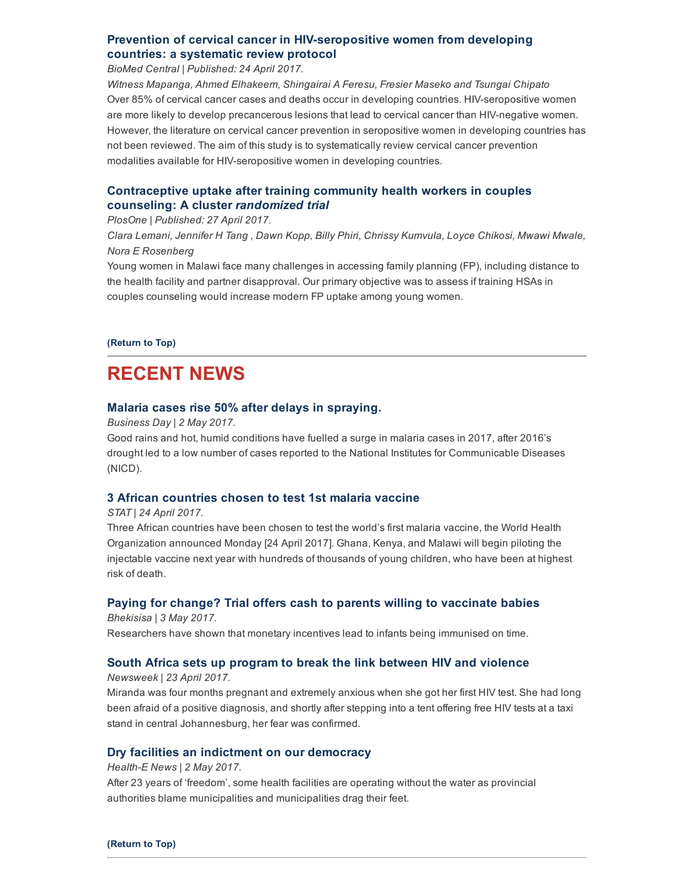### Prevention of cervical cancer in HIV-seropositive women from developing countries: a systematic review protocol

*BioMed Central | Published: 24 April 2017.*

*Witness Mapanga, Ahmed Elhakeem, Shingairai A Feresu, Fresier Maseko and Tsungai Chipato*

Over 85% of cervical cancer cases and deaths occur in developing countries. HIV-seropositive women are more likely to develop precancerous lesions that lead to cervical cancer than HIV-negative women. However, the literature on cervical cancer prevention in seropositive women in developing countries has not been reviewed. The aim of this study is to systematically review cervical cancer prevention modalities available for HIV-seropositive women in developing countries.

### Contraceptive uptake after training community health workers in couples counseling: A cluster *randomized trial*

*PlosOne | Published: 27 April 2017.*

*Clara Lemani, Jennifer H Tang , Dawn Kopp, Billy Phiri, Chrissy Kumvula, Loyce Chikosi, Mwawi Mwale, Nora E Rosenberg*

Young women in Malawi face many challenges in accessing family planning (FP), including distance to the health facility and partner disapproval. Our primary objective was to assess if training HSAs in couples counseling would increase modern FP uptake among young women.

**(Return to Top)**

---

## RECENT NEWS

### Malaria cases rise 50% after delays in spraying.

*Business Day | 2 May 2017.*

Good rains and hot, humid conditions have fuelled a surge in malaria cases in 2017, after 2016's drought led to a low number of cases reported to the National Institutes for Communicable Diseases (NICD).

### 3 African countries chosen to test 1st malaria vaccine

*STAT | 24 April 2017.*

Three African countries have been chosen to test the world's first malaria vaccine, the World Health Organization announced Monday [24 April 2017]. Ghana, Kenya, and Malawi will begin piloting the injectable vaccine next year with hundreds of thousands of young children, who have been at highest risk of death.

### Paying for change? Trial offers cash to parents willing to vaccinate babies

*Bhekisisa | 3 May 2017.*

Researchers have shown that monetary incentives lead to infants being immunised on time.

### South Africa sets up program to break the link between HIV and violence

*Newsweek | 23 April 2017.*

Miranda was four months pregnant and extremely anxious when she got her first HIV test. She had long been afraid of a positive diagnosis, and shortly after stepping into a tent offering free HIV tests at a taxi stand in central Johannesburg, her fear was confirmed.

### Dry facilities an indictment on our democracy

*Health-E News | 2 May 2017.*

After 23 years of 'freedom', some health facilities are operating without the water as provincial authorities blame municipalities and municipalities drag their feet.

**(Return to Top)**

---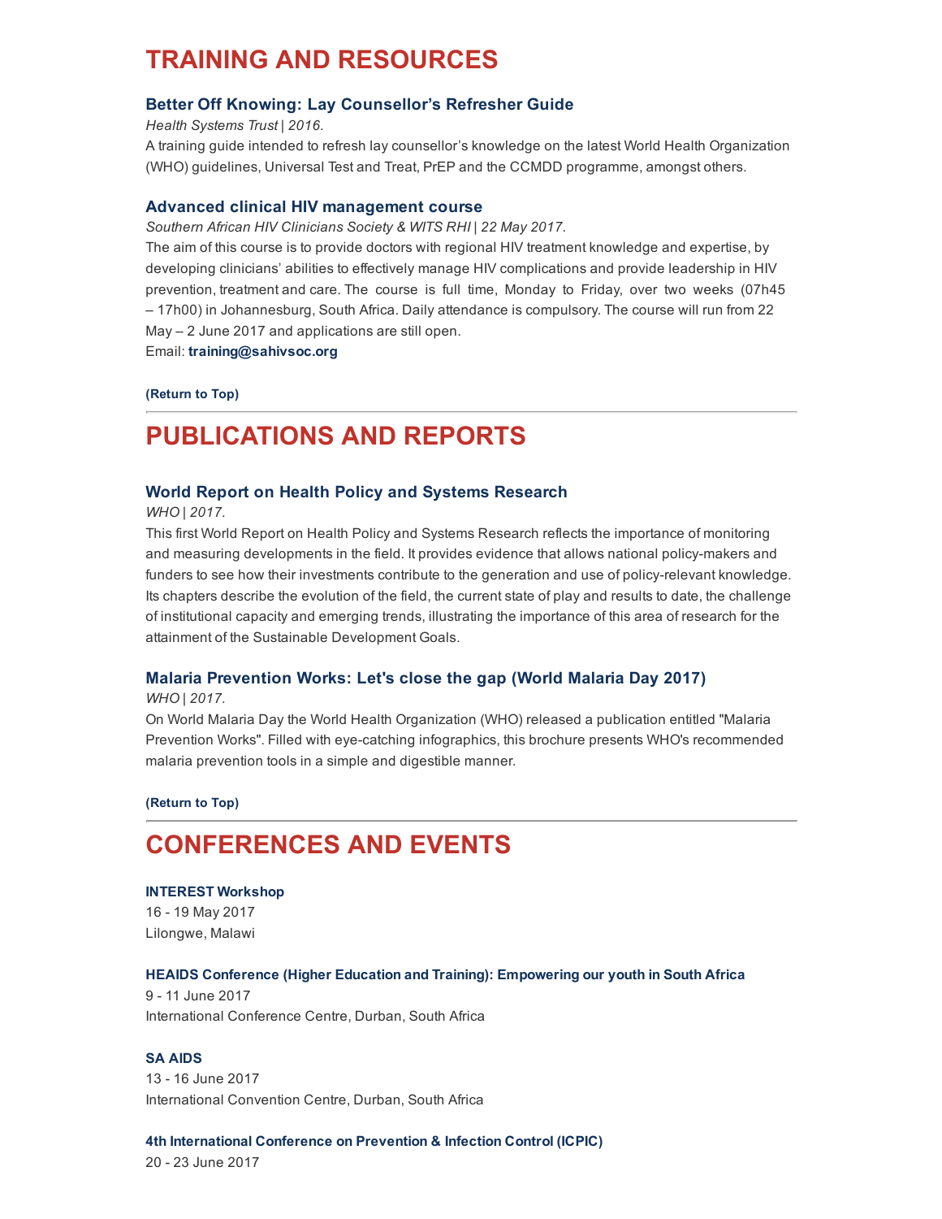# TRAINING AND RESOURCES

### Better Off Knowing: Lay Counsellor's Refresher Guide

*Health Systems Trust | 2016.*

A training guide intended to refresh lay counsellor's knowledge on the latest World Health Organization (WHO) guidelines, Universal Test and Treat, PrEP and the CCMDD programme, amongst others.

### Advanced clinical HIV management course

*Southern African HIV Clinicians Society & WITS RHI | 22 May 2017.*

The aim of this course is to provide doctors with regional HIV treatment knowledge and expertise, by developing clinicians' abilities to effectively manage HIV complications and provide leadership in HIV prevention, treatment and care. The course is full time, Monday to Friday, over two weeks (07h45 – 17h00) in Johannesburg, South Africa. Daily attendance is compulsory. The course will run from 22 May – 2 June 2017 and applications are still open.

Email: **training@sahivsoc.org**

**(Return to Top)**

---

# PUBLICATIONS AND REPORTS

### World Report on Health Policy and Systems Research

*WHO | 2017.*

This first World Report on Health Policy and Systems Research reflects the importance of monitoring and measuring developments in the field. It provides evidence that allows national policy-makers and funders to see how their investments contribute to the generation and use of policy-relevant knowledge. Its chapters describe the evolution of the field, the current state of play and results to date, the challenge of institutional capacity and emerging trends, illustrating the importance of this area of research for the attainment of the Sustainable Development Goals.

### Malaria Prevention Works: Let's close the gap (World Malaria Day 2017)

*WHO | 2017.*

On World Malaria Day the World Health Organization (WHO) released a publication entitled "Malaria Prevention Works". Filled with eye-catching infographics, this brochure presents WHO's recommended malaria prevention tools in a simple and digestible manner.

**(Return to Top)**

---

# CONFERENCES AND EVENTS

**INTEREST Workshop**
16 - 19 May 2017
Lilongwe, Malawi

**HEAIDS Conference (Higher Education and Training): Empowering our youth in South Africa**
9 - 11 June 2017
International Conference Centre, Durban, South Africa

**SA AIDS**
13 - 16 June 2017
International Convention Centre, Durban, South Africa

**4th International Conference on Prevention & Infection Control (ICPIC)**
20 - 23 June 2017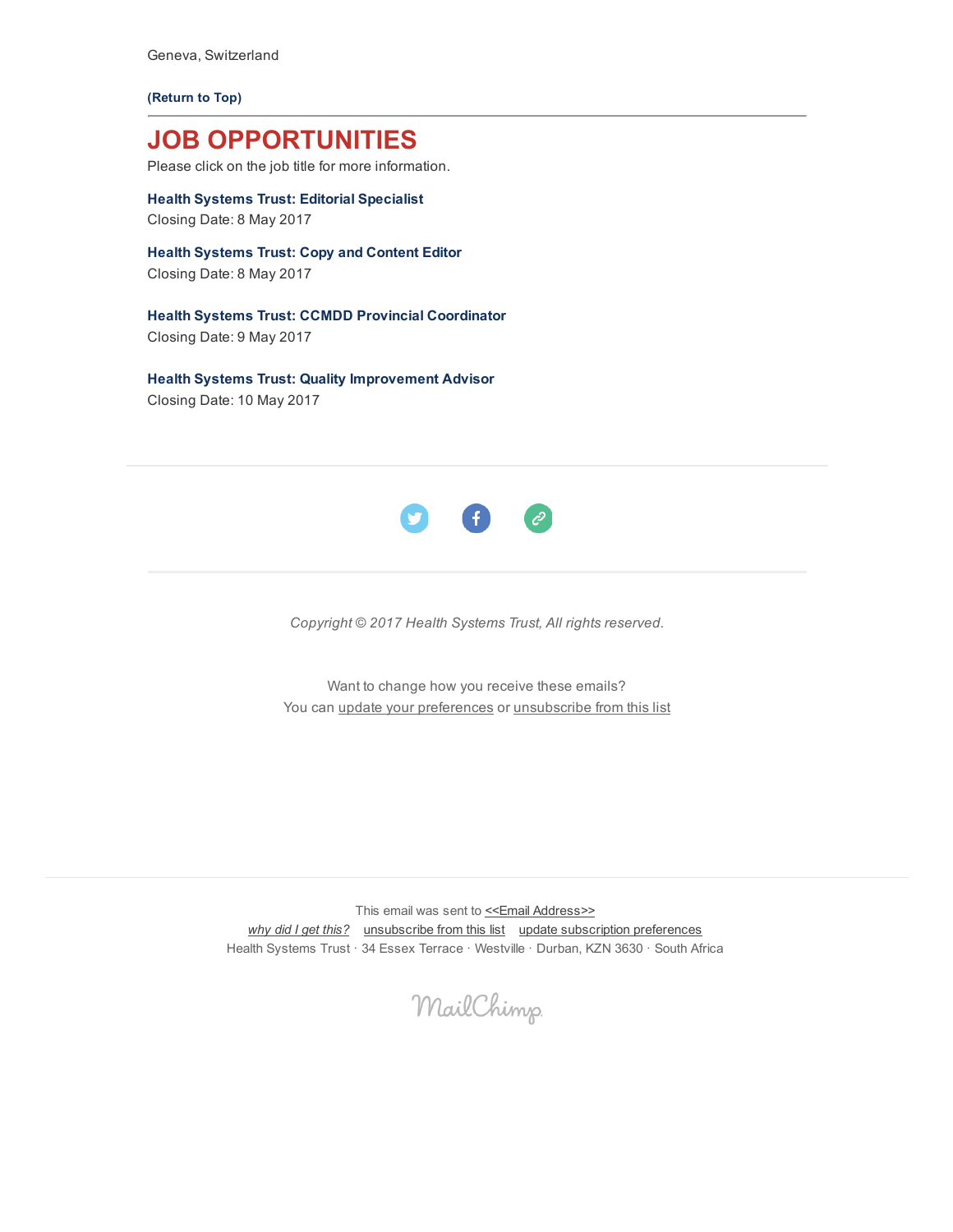Geneva, Switzerland

**(Return to Top)**

---

# JOB OPPORTUNITIES

Please click on the job title for more information.

**Health Systems Trust: Editorial Specialist**
Closing Date: 8 May 2017

**Health Systems Trust: Copy and Content Editor**
Closing Date: 8 May 2017

**Health Systems Trust: CCMDD Provincial Coordinator**
Closing Date: 9 May 2017

**Health Systems Trust: Quality Improvement Advisor**
Closing Date: 10 May 2017

---

*Copyright © 2017 Health Systems Trust, All rights reserved.*

Want to change how you receive these emails?
You can update your preferences or unsubscribe from this list

---

This email was sent to <<Email Address>>
*why did I get this?* unsubscribe from this list update subscription preferences
Health Systems Trust · 34 Essex Terrace · Westville · Durban, KZN 3630 · South Africa

MailChimp